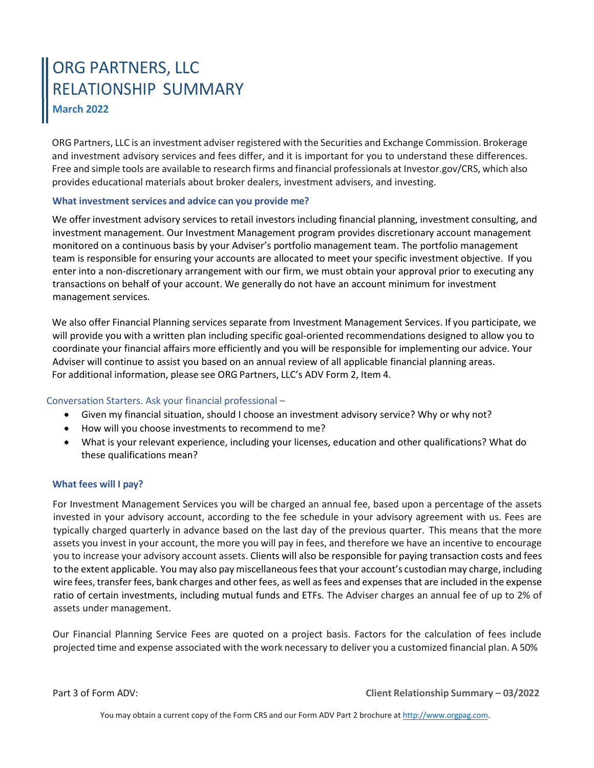# ORG PARTNERS, LLC RELATIONSHIP SUMMARY

**March 2022**

ORG Partners, LLC is an investment adviser registered with the Securities and Exchange Commission. Brokerage and investment advisory services and fees differ, and it is important for you to understand these differences. Free and simple tools are available to research firms and financial professionals at Investor.gov/CRS, which also provides educational materials about broker dealers, investment advisers, and investing.

### What investment services and advice can you provide me?

We offer investment advisory services to retail investors including financial planning, investment consulting, and investment management. Our Investment Management program provides discretionary account management monitored on a continuous basis by your Adviser's portfolio management team. The portfolio management team is responsible for ensuring your accounts are allocated to meet your specific investment objective. If you enter into a non-discretionary arrangement with our firm, we must obtain your approval prior to executing any transactions on behalf of your account. We generally do not have an account minimum for investment management services.

We also offer Financial Planning services separate from Investment Management Services. If you participate, we will provide you with a written plan including specific goal-oriented recommendations designed to allow you to coordinate your financial affairs more efficiently and you will be responsible for implementing our advice. Your Adviser will continue to assist you based on an annual review of all applicable financial planning areas. For additional information, please see ORG Partners, LLC's ADV Form 2, Item 4.

Conversation Starters. Ask your financial professional –

- Given my financial situation, should I choose an investment advisory service? Why or why not?
- How will you choose investments to recommend to me?
- What is your relevant experience, including your licenses, education and other qualifications? What do these qualifications mean?

### What fees will I pay?

For Investment Management Services you will be charged an annual fee, based upon a percentage of the assets invested in your advisory account, according to the fee schedule in your advisory agreement with us. Fees are typically charged quarterly in advance based on the last day of the previous quarter. This means that the more assets you invest in your account, the more you will pay in fees, and therefore we have an incentive to encourage you to increase your advisory account assets. Clients will also be responsible for paying transaction costs and fees to the extent applicable. You may also pay miscellaneous fees that your account's custodian may charge, including wire fees, transfer fees, bank charges and other fees, as well as fees and expenses that are included in the expense ratio of certain investments, including mutual funds and ETFs. The Adviser charges an annual fee of up to 2% of assets under management.

Our Financial Planning Service Fees are quoted on a project basis. Factors for the calculation of fees include projected time and expense associated with the work necessary to deliver you a customized financial plan. A 50%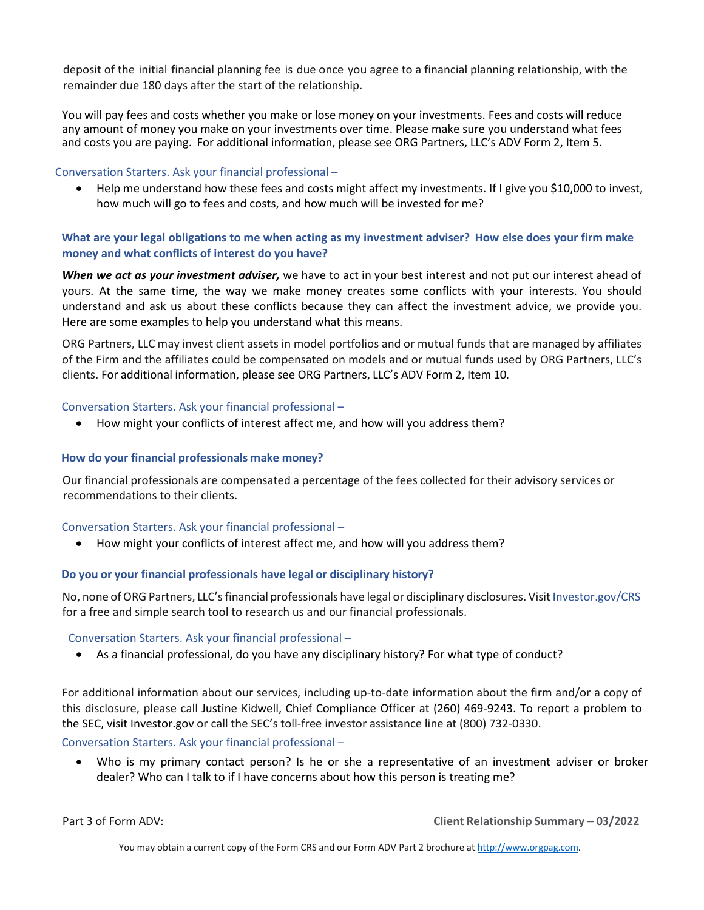deposit of the initial financial planning fee is due once you agree to a financial planning relationship, with the remainder due 180 days after the start of the relationship.

You will pay fees and costs whether you make or lose money on your investments. Fees and costs will reduce any amount of money you make on your investments over time. Please make sure you understand what fees and costs you are paying. For additional information, please see ORG Partners, LLC's ADV Form 2, Item 5.

Conversation Starters. Ask your financial professional –

- Help me understand how these fees and costs might affect my investments. If I give you $10,000 to invest, how much will go to fees and costs, and how much will be invested for me?

**What are your legal obligations to me when acting as my investment adviser? How else does your firm make money and what conflicts of interest do you have?**

***When we act as your investment adviser,*** we have to act in your best interest and not put our interest ahead of yours. At the same time, the way we make money creates some conflicts with your interests. You should understand and ask us about these conflicts because they can affect the investment advice, we provide you. Here are some examples to help you understand what this means.

ORG Partners, LLC may invest client assets in model portfolios and or mutual funds that are managed by affiliates of the Firm and the affiliates could be compensated on models and or mutual funds used by ORG Partners, LLC's clients. For additional information, please see ORG Partners, LLC's ADV Form 2, Item 10.

Conversation Starters. Ask your financial professional –

- How might your conflicts of interest affect me, and how will you address them?

**How do your financial professionals make money?**

Our financial professionals are compensated a percentage of the fees collected for their advisory services or recommendations to their clients.

Conversation Starters. Ask your financial professional –

- How might your conflicts of interest affect me, and how will you address them?

**Do you or your financial professionals have legal or disciplinary history?**

No, none of ORG Partners, LLC's financial professionals have legal or disciplinary disclosures. Visit Investor.gov/CRS for a free and simple search tool to research us and our financial professionals.

Conversation Starters. Ask your financial professional –

- As a financial professional, do you have any disciplinary history? For what type of conduct?

For additional information about our services, including up-to-date information about the firm and/or a copy of this disclosure, please call Justine Kidwell, Chief Compliance Officer at (260) 469-9243. To report a problem to the SEC, visit Investor.gov or call the SEC's toll-free investor assistance line at (800) 732-0330.

Conversation Starters. Ask your financial professional –

- Who is my primary contact person? Is he or she a representative of an investment adviser or broker dealer? Who can I talk to if I have concerns about how this person is treating me?

Part 3 of Form ADV: **Client Relationship Summary – 03/2022**

You may obtain a current copy of the Form CRS and our Form ADV Part 2 brochure at http://www.orgpag.com.